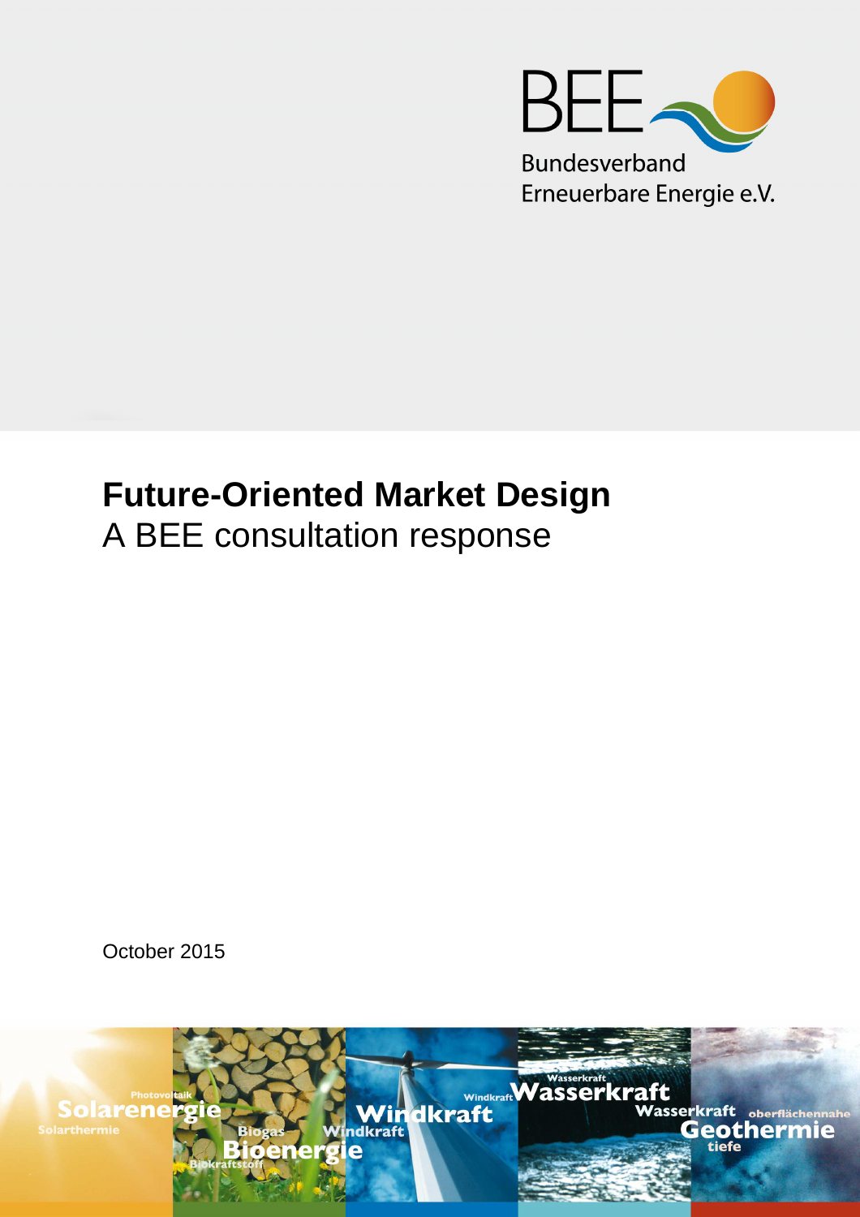BEE

Bundesverband Erneuerbare Energie e.V.

# Future-Oriented Market Design

A BEE consultation response

October 2015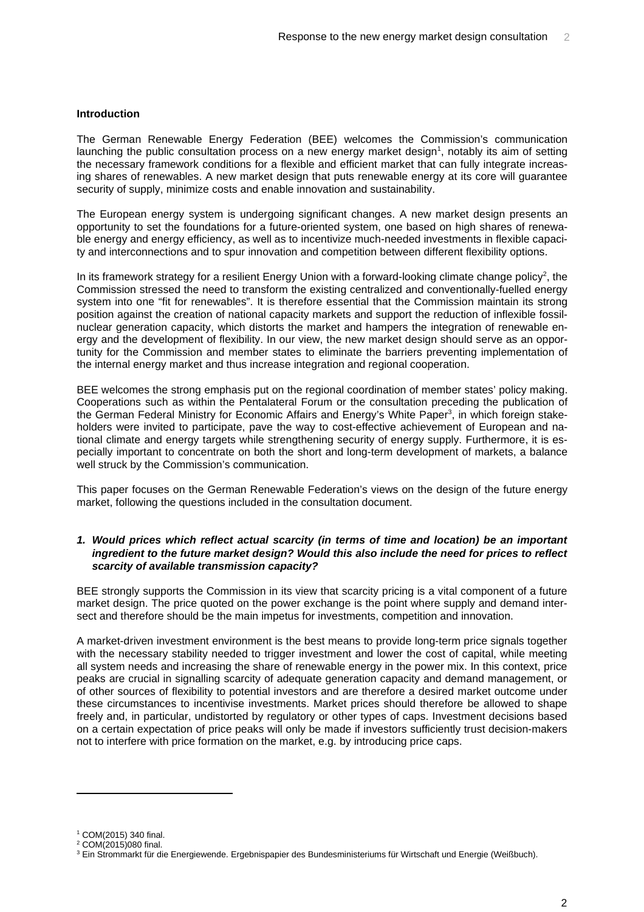**Introduction**

The German Renewable Energy Federation (BEE) welcomes the Commission's communication launching the public consultation process on a new energy market design[1], notably its aim of setting the necessary framework conditions for a flexible and efficient market that can fully integrate increasing shares of renewables. A new market design that puts renewable energy at its core will guarantee security of supply, minimize costs and enable innovation and sustainability.

The European energy system is undergoing significant changes. A new market design presents an opportunity to set the foundations for a future-oriented system, one based on high shares of renewable energy and energy efficiency, as well as to incentivize much-needed investments in flexible capacity and interconnections and to spur innovation and competition between different flexibility options.

In its framework strategy for a resilient Energy Union with a forward-looking climate change policy[2], the Commission stressed the need to transform the existing centralized and conventionally-fuelled energy system into one "fit for renewables". It is therefore essential that the Commission maintain its strong position against the creation of national capacity markets and support the reduction of inflexible fossil-nuclear generation capacity, which distorts the market and hampers the integration of renewable energy and the development of flexibility. In our view, the new market design should serve as an opportunity for the Commission and member states to eliminate the barriers preventing implementation of the internal energy market and thus increase integration and regional cooperation.

BEE welcomes the strong emphasis put on the regional coordination of member states' policy making. Cooperations such as within the Pentalateral Forum or the consultation preceding the publication of the German Federal Ministry for Economic Affairs and Energy's White Paper[3], in which foreign stakeholders were invited to participate, pave the way to cost-effective achievement of European and national climate and energy targets while strengthening security of energy supply. Furthermore, it is especially important to concentrate on both the short and long-term development of markets, a balance well struck by the Commission's communication.

This paper focuses on the German Renewable Federation's views on the design of the future energy market, following the questions included in the consultation document.

### *1. Would prices which reflect actual scarcity (in terms of time and location) be an important ingredient to the future market design? Would this also include the need for prices to reflect scarcity of available transmission capacity?*

BEE strongly supports the Commission in its view that scarcity pricing is a vital component of a future market design. The price quoted on the power exchange is the point where supply and demand intersect and therefore should be the main impetus for investments, competition and innovation.

A market-driven investment environment is the best means to provide long-term price signals together with the necessary stability needed to trigger investment and lower the cost of capital, while meeting all system needs and increasing the share of renewable energy in the power mix. In this context, price peaks are crucial in signalling scarcity of adequate generation capacity and demand management, or of other sources of flexibility to potential investors and are therefore a desired market outcome under these circumstances to incentivise investments. Market prices should therefore be allowed to shape freely and, in particular, undistorted by regulatory or other types of caps. Investment decisions based on a certain expectation of price peaks will only be made if investors sufficiently trust decision-makers not to interfere with price formation on the market, e.g. by introducing price caps.

---

[1] COM(2015) 340 final.
[2] COM(2015)080 final.
[3] Ein Strommarkt für die Energiewende. Ergebnispapier des Bundesministeriums für Wirtschaft und Energie (Weißbuch).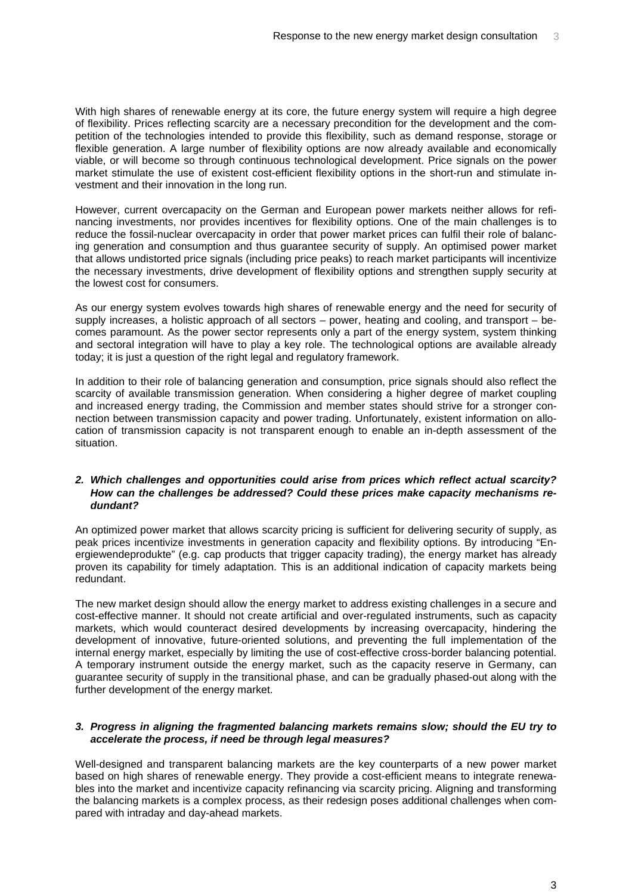With high shares of renewable energy at its core, the future energy system will require a high degree of flexibility. Prices reflecting scarcity are a necessary precondition for the development and the competition of the technologies intended to provide this flexibility, such as demand response, storage or flexible generation. A large number of flexibility options are now already available and economically viable, or will become so through continuous technological development. Price signals on the power market stimulate the use of existent cost-efficient flexibility options in the short-run and stimulate investment and their innovation in the long run.

However, current overcapacity on the German and European power markets neither allows for refinancing investments, nor provides incentives for flexibility options. One of the main challenges is to reduce the fossil-nuclear overcapacity in order that power market prices can fulfil their role of balancing generation and consumption and thus guarantee security of supply. An optimised power market that allows undistorted price signals (including price peaks) to reach market participants will incentivize the necessary investments, drive development of flexibility options and strengthen supply security at the lowest cost for consumers.

As our energy system evolves towards high shares of renewable energy and the need for security of supply increases, a holistic approach of all sectors – power, heating and cooling, and transport – becomes paramount. As the power sector represents only a part of the energy system, system thinking and sectoral integration will have to play a key role. The technological options are available already today; it is just a question of the right legal and regulatory framework.

In addition to their role of balancing generation and consumption, price signals should also reflect the scarcity of available transmission generation. When considering a higher degree of market coupling and increased energy trading, the Commission and member states should strive for a stronger connection between transmission capacity and power trading. Unfortunately, existent information on allocation of transmission capacity is not transparent enough to enable an in-depth assessment of the situation.

***2. Which challenges and opportunities could arise from prices which reflect actual scarcity? How can the challenges be addressed? Could these prices make capacity mechanisms redundant?***

An optimized power market that allows scarcity pricing is sufficient for delivering security of supply, as peak prices incentivize investments in generation capacity and flexibility options. By introducing "Energiewendeprodukte" (e.g. cap products that trigger capacity trading), the energy market has already proven its capability for timely adaptation. This is an additional indication of capacity markets being redundant.

The new market design should allow the energy market to address existing challenges in a secure and cost-effective manner. It should not create artificial and over-regulated instruments, such as capacity markets, which would counteract desired developments by increasing overcapacity, hindering the development of innovative, future-oriented solutions, and preventing the full implementation of the internal energy market, especially by limiting the use of cost-effective cross-border balancing potential. A temporary instrument outside the energy market, such as the capacity reserve in Germany, can guarantee security of supply in the transitional phase, and can be gradually phased-out along with the further development of the energy market.

***3. Progress in aligning the fragmented balancing markets remains slow; should the EU try to accelerate the process, if need be through legal measures?***

Well-designed and transparent balancing markets are the key counterparts of a new power market based on high shares of renewable energy. They provide a cost-efficient means to integrate renewables into the market and incentivize capacity refinancing via scarcity pricing. Aligning and transforming the balancing markets is a complex process, as their redesign poses additional challenges when compared with intraday and day-ahead markets.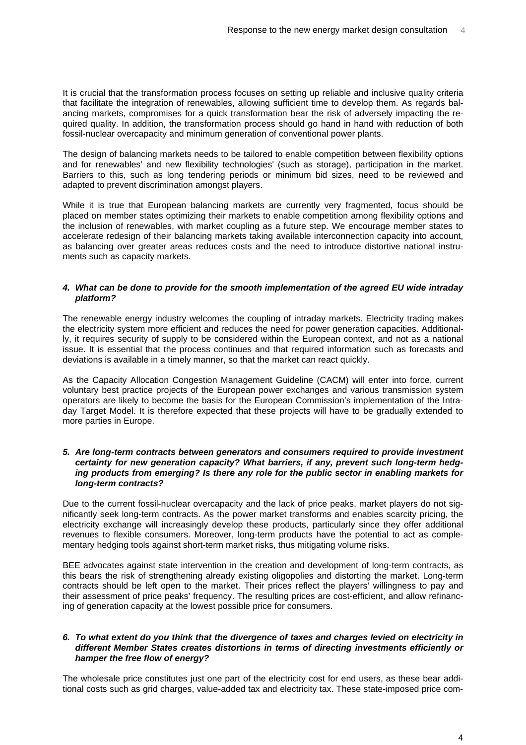It is crucial that the transformation process focuses on setting up reliable and inclusive quality criteria that facilitate the integration of renewables, allowing sufficient time to develop them. As regards balancing markets, compromises for a quick transformation bear the risk of adversely impacting the required quality. In addition, the transformation process should go hand in hand with reduction of both fossil-nuclear overcapacity and minimum generation of conventional power plants.

The design of balancing markets needs to be tailored to enable competition between flexibility options and for renewables' and new flexibility technologies' (such as storage), participation in the market. Barriers to this, such as long tendering periods or minimum bid sizes, need to be reviewed and adapted to prevent discrimination amongst players.

While it is true that European balancing markets are currently very fragmented, focus should be placed on member states optimizing their markets to enable competition among flexibility options and the inclusion of renewables, with market coupling as a future step. We encourage member states to accelerate redesign of their balancing markets taking available interconnection capacity into account, as balancing over greater areas reduces costs and the need to introduce distortive national instruments such as capacity markets.

#### *4. What can be done to provide for the smooth implementation of the agreed EU wide intraday platform?*

The renewable energy industry welcomes the coupling of intraday markets. Electricity trading makes the electricity system more efficient and reduces the need for power generation capacities. Additionally, it requires security of supply to be considered within the European context, and not as a national issue. It is essential that the process continues and that required information such as forecasts and deviations is available in a timely manner, so that the market can react quickly.

As the Capacity Allocation Congestion Management Guideline (CACM) will enter into force, current voluntary best practice projects of the European power exchanges and various transmission system operators are likely to become the basis for the European Commission's implementation of the Intraday Target Model. It is therefore expected that these projects will have to be gradually extended to more parties in Europe.

#### *5. Are long-term contracts between generators and consumers required to provide investment certainty for new generation capacity? What barriers, if any, prevent such long-term hedging products from emerging? Is there any role for the public sector in enabling markets for long-term contracts?*

Due to the current fossil-nuclear overcapacity and the lack of price peaks, market players do not significantly seek long-term contracts. As the power market transforms and enables scarcity pricing, the electricity exchange will increasingly develop these products, particularly since they offer additional revenues to flexible consumers. Moreover, long-term products have the potential to act as complementary hedging tools against short-term market risks, thus mitigating volume risks.

BEE advocates against state intervention in the creation and development of long-term contracts, as this bears the risk of strengthening already existing oligopolies and distorting the market. Long-term contracts should be left open to the market. Their prices reflect the players' willingness to pay and their assessment of price peaks' frequency. The resulting prices are cost-efficient, and allow refinancing of generation capacity at the lowest possible price for consumers.

#### *6. To what extent do you think that the divergence of taxes and charges levied on electricity in different Member States creates distortions in terms of directing investments efficiently or hamper the free flow of energy?*

The wholesale price constitutes just one part of the electricity cost for end users, as these bear additional costs such as grid charges, value-added tax and electricity tax. These state-imposed price com-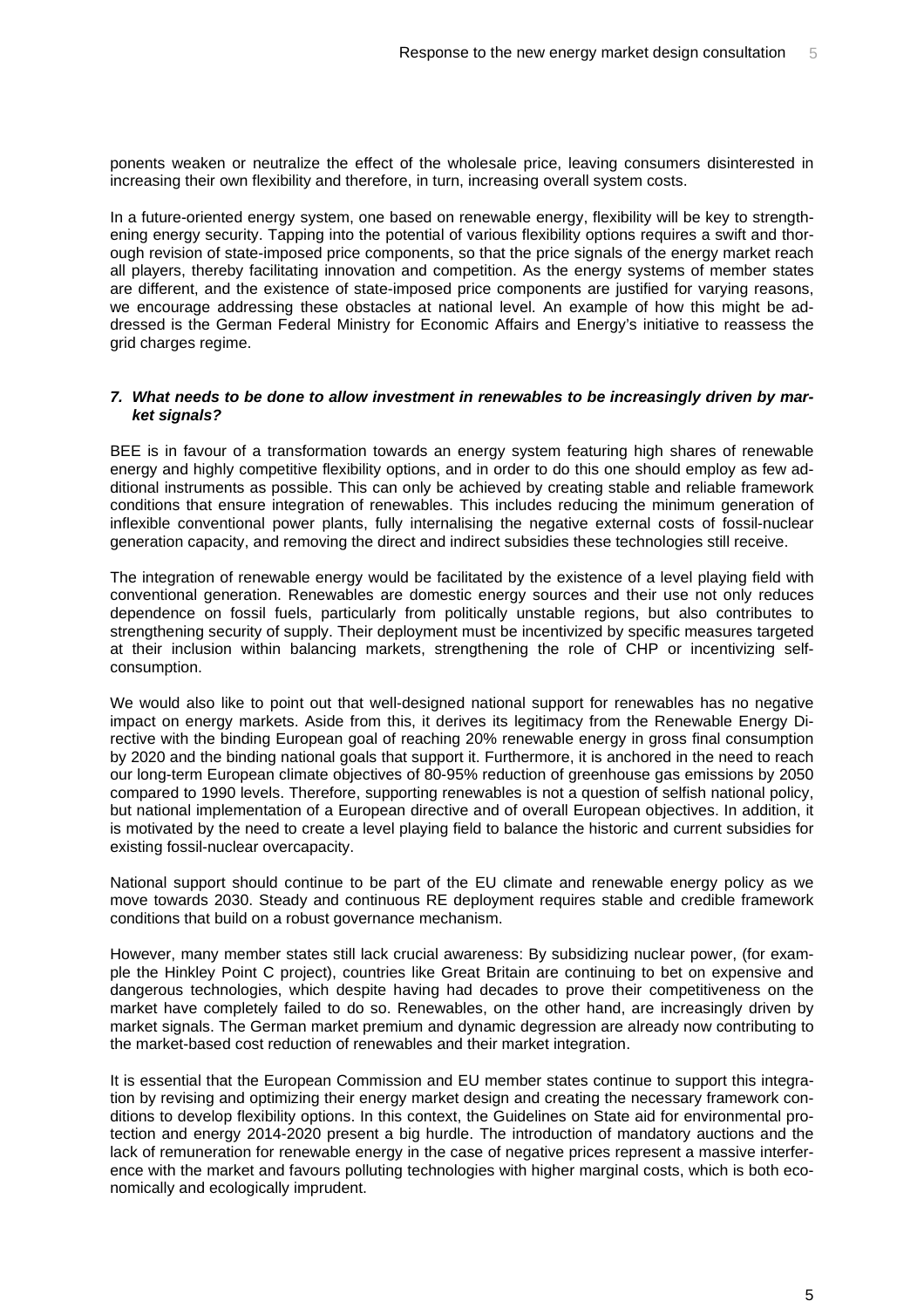ponents weaken or neutralize the effect of the wholesale price, leaving consumers disinterested in increasing their own flexibility and therefore, in turn, increasing overall system costs.

In a future-oriented energy system, one based on renewable energy, flexibility will be key to strengthening energy security. Tapping into the potential of various flexibility options requires a swift and thorough revision of state-imposed price components, so that the price signals of the energy market reach all players, thereby facilitating innovation and competition. As the energy systems of member states are different, and the existence of state-imposed price components are justified for varying reasons, we encourage addressing these obstacles at national level. An example of how this might be addressed is the German Federal Ministry for Economic Affairs and Energy's initiative to reassess the grid charges regime.

***7. What needs to be done to allow investment in renewables to be increasingly driven by market signals?***

BEE is in favour of a transformation towards an energy system featuring high shares of renewable energy and highly competitive flexibility options, and in order to do this one should employ as few additional instruments as possible. This can only be achieved by creating stable and reliable framework conditions that ensure integration of renewables. This includes reducing the minimum generation of inflexible conventional power plants, fully internalising the negative external costs of fossil-nuclear generation capacity, and removing the direct and indirect subsidies these technologies still receive.

The integration of renewable energy would be facilitated by the existence of a level playing field with conventional generation. Renewables are domestic energy sources and their use not only reduces dependence on fossil fuels, particularly from politically unstable regions, but also contributes to strengthening security of supply. Their deployment must be incentivized by specific measures targeted at their inclusion within balancing markets, strengthening the role of CHP or incentivizing self-consumption.

We would also like to point out that well-designed national support for renewables has no negative impact on energy markets. Aside from this, it derives its legitimacy from the Renewable Energy Directive with the binding European goal of reaching 20% renewable energy in gross final consumption by 2020 and the binding national goals that support it. Furthermore, it is anchored in the need to reach our long-term European climate objectives of 80-95% reduction of greenhouse gas emissions by 2050 compared to 1990 levels. Therefore, supporting renewables is not a question of selfish national policy, but national implementation of a European directive and of overall European objectives. In addition, it is motivated by the need to create a level playing field to balance the historic and current subsidies for existing fossil-nuclear overcapacity.

National support should continue to be part of the EU climate and renewable energy policy as we move towards 2030. Steady and continuous RE deployment requires stable and credible framework conditions that build on a robust governance mechanism.

However, many member states still lack crucial awareness: By subsidizing nuclear power, (for example the Hinkley Point C project), countries like Great Britain are continuing to bet on expensive and dangerous technologies, which despite having had decades to prove their competitiveness on the market have completely failed to do so. Renewables, on the other hand, are increasingly driven by market signals. The German market premium and dynamic degression are already now contributing to the market-based cost reduction of renewables and their market integration.

It is essential that the European Commission and EU member states continue to support this integration by revising and optimizing their energy market design and creating the necessary framework conditions to develop flexibility options. In this context, the Guidelines on State aid for environmental protection and energy 2014-2020 present a big hurdle. The introduction of mandatory auctions and the lack of remuneration for renewable energy in the case of negative prices represent a massive interference with the market and favours polluting technologies with higher marginal costs, which is both economically and ecologically imprudent.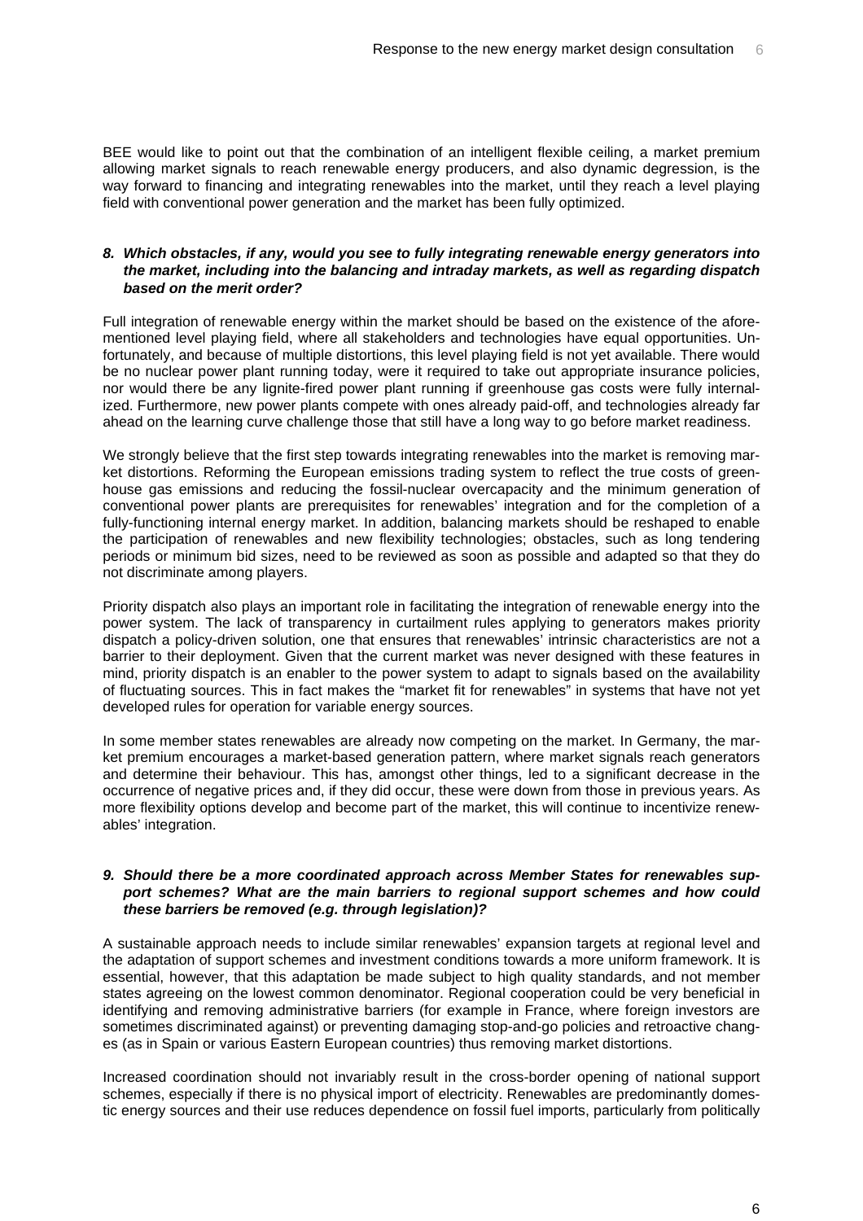BEE would like to point out that the combination of an intelligent flexible ceiling, a market premium allowing market signals to reach renewable energy producers, and also dynamic degression, is the way forward to financing and integrating renewables into the market, until they reach a level playing field with conventional power generation and the market has been fully optimized.

***8. Which obstacles, if any, would you see to fully integrating renewable energy generators into the market, including into the balancing and intraday markets, as well as regarding dispatch based on the merit order?***

Full integration of renewable energy within the market should be based on the existence of the aforementioned level playing field, where all stakeholders and technologies have equal opportunities. Unfortunately, and because of multiple distortions, this level playing field is not yet available. There would be no nuclear power plant running today, were it required to take out appropriate insurance policies, nor would there be any lignite-fired power plant running if greenhouse gas costs were fully internalized. Furthermore, new power plants compete with ones already paid-off, and technologies already far ahead on the learning curve challenge those that still have a long way to go before market readiness.

We strongly believe that the first step towards integrating renewables into the market is removing market distortions. Reforming the European emissions trading system to reflect the true costs of greenhouse gas emissions and reducing the fossil-nuclear overcapacity and the minimum generation of conventional power plants are prerequisites for renewables' integration and for the completion of a fully-functioning internal energy market. In addition, balancing markets should be reshaped to enable the participation of renewables and new flexibility technologies; obstacles, such as long tendering periods or minimum bid sizes, need to be reviewed as soon as possible and adapted so that they do not discriminate among players.

Priority dispatch also plays an important role in facilitating the integration of renewable energy into the power system. The lack of transparency in curtailment rules applying to generators makes priority dispatch a policy-driven solution, one that ensures that renewables' intrinsic characteristics are not a barrier to their deployment. Given that the current market was never designed with these features in mind, priority dispatch is an enabler to the power system to adapt to signals based on the availability of fluctuating sources. This in fact makes the "market fit for renewables" in systems that have not yet developed rules for operation for variable energy sources.

In some member states renewables are already now competing on the market. In Germany, the market premium encourages a market-based generation pattern, where market signals reach generators and determine their behaviour. This has, amongst other things, led to a significant decrease in the occurrence of negative prices and, if they did occur, these were down from those in previous years. As more flexibility options develop and become part of the market, this will continue to incentivize renewables' integration.

***9. Should there be a more coordinated approach across Member States for renewables support schemes? What are the main barriers to regional support schemes and how could these barriers be removed (e.g. through legislation)?***

A sustainable approach needs to include similar renewables' expansion targets at regional level and the adaptation of support schemes and investment conditions towards a more uniform framework. It is essential, however, that this adaptation be made subject to high quality standards, and not member states agreeing on the lowest common denominator. Regional cooperation could be very beneficial in identifying and removing administrative barriers (for example in France, where foreign investors are sometimes discriminated against) or preventing damaging stop-and-go policies and retroactive changes (as in Spain or various Eastern European countries) thus removing market distortions.

Increased coordination should not invariably result in the cross-border opening of national support schemes, especially if there is no physical import of electricity. Renewables are predominantly domestic energy sources and their use reduces dependence on fossil fuel imports, particularly from politically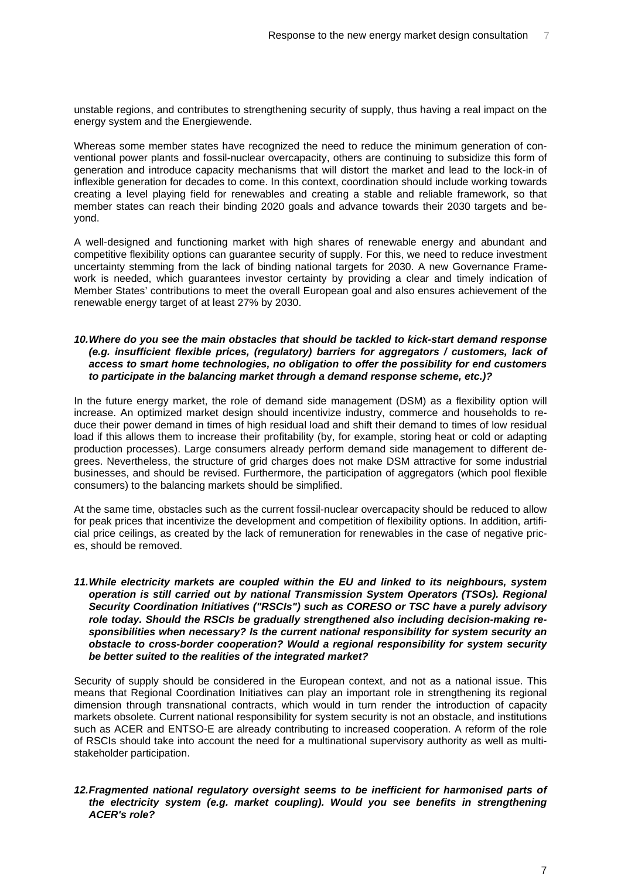unstable regions, and contributes to strengthening security of supply, thus having a real impact on the energy system and the Energiewende.

Whereas some member states have recognized the need to reduce the minimum generation of conventional power plants and fossil-nuclear overcapacity, others are continuing to subsidize this form of generation and introduce capacity mechanisms that will distort the market and lead to the lock-in of inflexible generation for decades to come. In this context, coordination should include working towards creating a level playing field for renewables and creating a stable and reliable framework, so that member states can reach their binding 2020 goals and advance towards their 2030 targets and beyond.

A well-designed and functioning market with high shares of renewable energy and abundant and competitive flexibility options can guarantee security of supply. For this, we need to reduce investment uncertainty stemming from the lack of binding national targets for 2030. A new Governance Framework is needed, which guarantees investor certainty by providing a clear and timely indication of Member States' contributions to meet the overall European goal and also ensures achievement of the renewable energy target of at least 27% by 2030.

***10. Where do you see the main obstacles that should be tackled to kick-start demand response (e.g. insufficient flexible prices, (regulatory) barriers for aggregators / customers, lack of access to smart home technologies, no obligation to offer the possibility for end customers to participate in the balancing market through a demand response scheme, etc.)?***

In the future energy market, the role of demand side management (DSM) as a flexibility option will increase. An optimized market design should incentivize industry, commerce and households to reduce their power demand in times of high residual load and shift their demand to times of low residual load if this allows them to increase their profitability (by, for example, storing heat or cold or adapting production processes). Large consumers already perform demand side management to different degrees. Nevertheless, the structure of grid charges does not make DSM attractive for some industrial businesses, and should be revised. Furthermore, the participation of aggregators (which pool flexible consumers) to the balancing markets should be simplified.

At the same time, obstacles such as the current fossil-nuclear overcapacity should be reduced to allow for peak prices that incentivize the development and competition of flexibility options. In addition, artificial price ceilings, as created by the lack of remuneration for renewables in the case of negative prices, should be removed.

***11. While electricity markets are coupled within the EU and linked to its neighbours, system operation is still carried out by national Transmission System Operators (TSOs). Regional Security Coordination Initiatives ("RSCIs") such as CORESO or TSC have a purely advisory role today. Should the RSCIs be gradually strengthened also including decision-making responsibilities when necessary? Is the current national responsibility for system security an obstacle to cross-border cooperation? Would a regional responsibility for system security be better suited to the realities of the integrated market?***

Security of supply should be considered in the European context, and not as a national issue. This means that Regional Coordination Initiatives can play an important role in strengthening its regional dimension through transnational contracts, which would in turn render the introduction of capacity markets obsolete. Current national responsibility for system security is not an obstacle, and institutions such as ACER and ENTSO-E are already contributing to increased cooperation. A reform of the role of RSCIs should take into account the need for a multinational supervisory authority as well as multi-stakeholder participation.

***12. Fragmented national regulatory oversight seems to be inefficient for harmonised parts of the electricity system (e.g. market coupling). Would you see benefits in strengthening ACER's role?***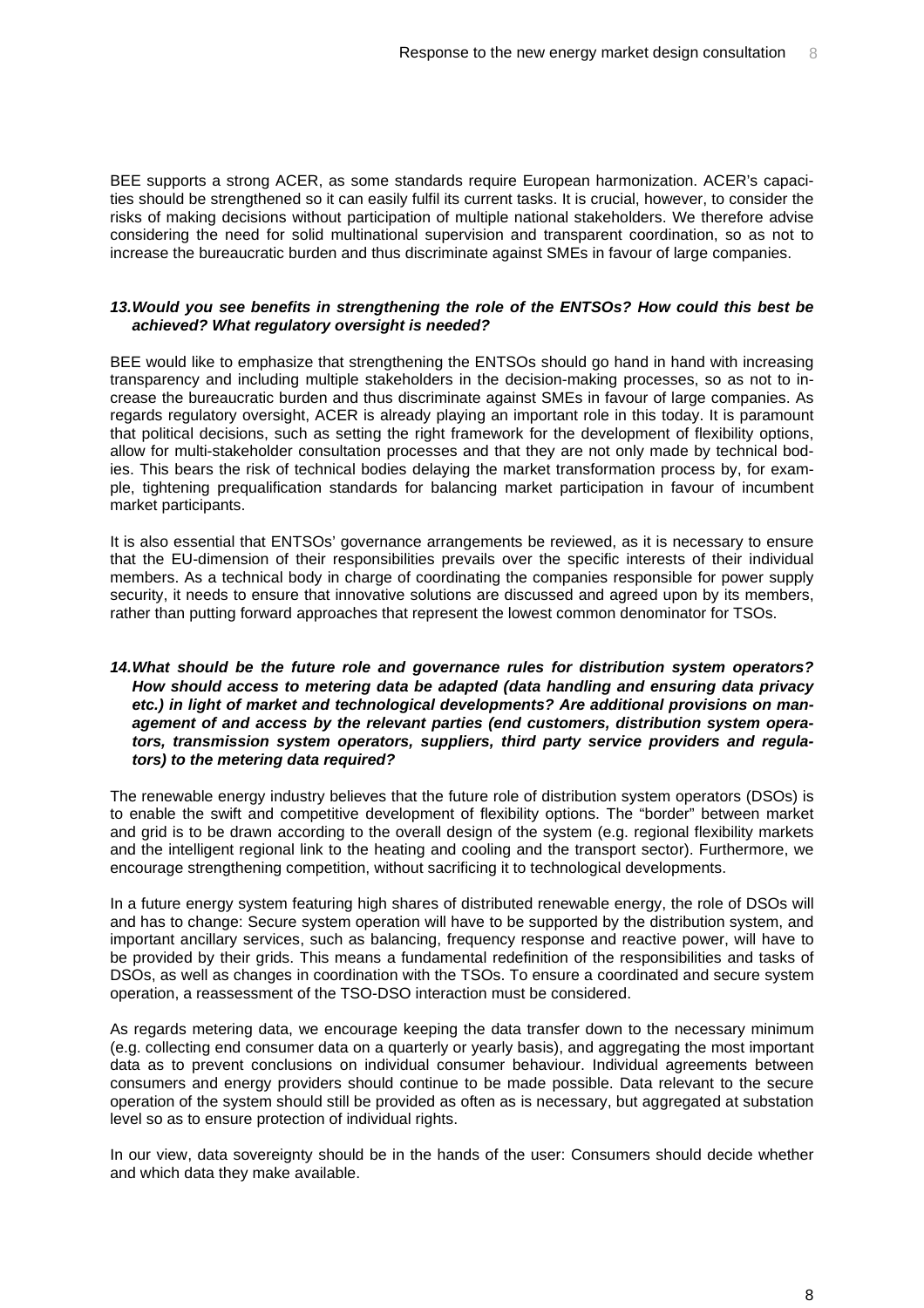BEE supports a strong ACER, as some standards require European harmonization. ACER's capacities should be strengthened so it can easily fulfil its current tasks. It is crucial, however, to consider the risks of making decisions without participation of multiple national stakeholders. We therefore advise considering the need for solid multinational supervision and transparent coordination, so as not to increase the bureaucratic burden and thus discriminate against SMEs in favour of large companies.

***13. Would you see benefits in strengthening the role of the ENTSOs? How could this best be achieved? What regulatory oversight is needed?***

BEE would like to emphasize that strengthening the ENTSOs should go hand in hand with increasing transparency and including multiple stakeholders in the decision-making processes, so as not to increase the bureaucratic burden and thus discriminate against SMEs in favour of large companies. As regards regulatory oversight, ACER is already playing an important role in this today. It is paramount that political decisions, such as setting the right framework for the development of flexibility options, allow for multi-stakeholder consultation processes and that they are not only made by technical bodies. This bears the risk of technical bodies delaying the market transformation process by, for example, tightening prequalification standards for balancing market participation in favour of incumbent market participants.

It is also essential that ENTSOs' governance arrangements be reviewed, as it is necessary to ensure that the EU-dimension of their responsibilities prevails over the specific interests of their individual members. As a technical body in charge of coordinating the companies responsible for power supply security, it needs to ensure that innovative solutions are discussed and agreed upon by its members, rather than putting forward approaches that represent the lowest common denominator for TSOs.

***14. What should be the future role and governance rules for distribution system operators? How should access to metering data be adapted (data handling and ensuring data privacy etc.) in light of market and technological developments? Are additional provisions on management of and access by the relevant parties (end customers, distribution system operators, transmission system operators, suppliers, third party service providers and regulators) to the metering data required?***

The renewable energy industry believes that the future role of distribution system operators (DSOs) is to enable the swift and competitive development of flexibility options. The "border" between market and grid is to be drawn according to the overall design of the system (e.g. regional flexibility markets and the intelligent regional link to the heating and cooling and the transport sector). Furthermore, we encourage strengthening competition, without sacrificing it to technological developments.

In a future energy system featuring high shares of distributed renewable energy, the role of DSOs will and has to change: Secure system operation will have to be supported by the distribution system, and important ancillary services, such as balancing, frequency response and reactive power, will have to be provided by their grids. This means a fundamental redefinition of the responsibilities and tasks of DSOs, as well as changes in coordination with the TSOs. To ensure a coordinated and secure system operation, a reassessment of the TSO-DSO interaction must be considered.

As regards metering data, we encourage keeping the data transfer down to the necessary minimum (e.g. collecting end consumer data on a quarterly or yearly basis), and aggregating the most important data as to prevent conclusions on individual consumer behaviour. Individual agreements between consumers and energy providers should continue to be made possible. Data relevant to the secure operation of the system should still be provided as often as is necessary, but aggregated at substation level so as to ensure protection of individual rights.

In our view, data sovereignty should be in the hands of the user: Consumers should decide whether and which data they make available.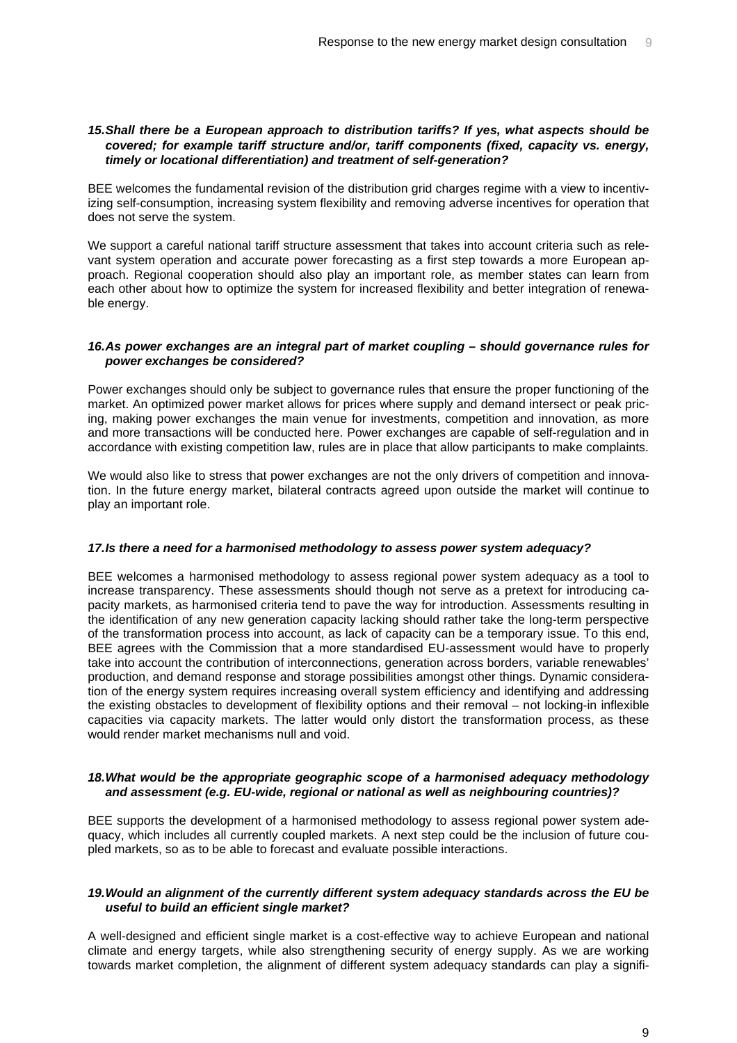### 15. *Shall there be a European approach to distribution tariffs? If yes, what aspects should be covered; for example tariff structure and/or, tariff components (fixed, capacity vs. energy, timely or locational differentiation) and treatment of self-generation?*

BEE welcomes the fundamental revision of the distribution grid charges regime with a view to incentivizing self-consumption, increasing system flexibility and removing adverse incentives for operation that does not serve the system.

We support a careful national tariff structure assessment that takes into account criteria such as relevant system operation and accurate power forecasting as a first step towards a more European approach. Regional cooperation should also play an important role, as member states can learn from each other about how to optimize the system for increased flexibility and better integration of renewable energy.

### 16. *As power exchanges are an integral part of market coupling – should governance rules for power exchanges be considered?*

Power exchanges should only be subject to governance rules that ensure the proper functioning of the market. An optimized power market allows for prices where supply and demand intersect or peak pricing, making power exchanges the main venue for investments, competition and innovation, as more and more transactions will be conducted here. Power exchanges are capable of self-regulation and in accordance with existing competition law, rules are in place that allow participants to make complaints.

We would also like to stress that power exchanges are not the only drivers of competition and innovation. In the future energy market, bilateral contracts agreed upon outside the market will continue to play an important role.

### 17. *Is there a need for a harmonised methodology to assess power system adequacy?*

BEE welcomes a harmonised methodology to assess regional power system adequacy as a tool to increase transparency. These assessments should though not serve as a pretext for introducing capacity markets, as harmonised criteria tend to pave the way for introduction. Assessments resulting in the identification of any new generation capacity lacking should rather take the long-term perspective of the transformation process into account, as lack of capacity can be a temporary issue. To this end, BEE agrees with the Commission that a more standardised EU-assessment would have to properly take into account the contribution of interconnections, generation across borders, variable renewables' production, and demand response and storage possibilities amongst other things. Dynamic consideration of the energy system requires increasing overall system efficiency and identifying and addressing the existing obstacles to development of flexibility options and their removal – not locking-in inflexible capacities via capacity markets. The latter would only distort the transformation process, as these would render market mechanisms null and void.

### 18. *What would be the appropriate geographic scope of a harmonised adequacy methodology and assessment (e.g. EU-wide, regional or national as well as neighbouring countries)?*

BEE supports the development of a harmonised methodology to assess regional power system adequacy, which includes all currently coupled markets. A next step could be the inclusion of future coupled markets, so as to be able to forecast and evaluate possible interactions.

### 19. *Would an alignment of the currently different system adequacy standards across the EU be useful to build an efficient single market?*

A well-designed and efficient single market is a cost-effective way to achieve European and national climate and energy targets, while also strengthening security of energy supply. As we are working towards market completion, the alignment of different system adequacy standards can play a signifi-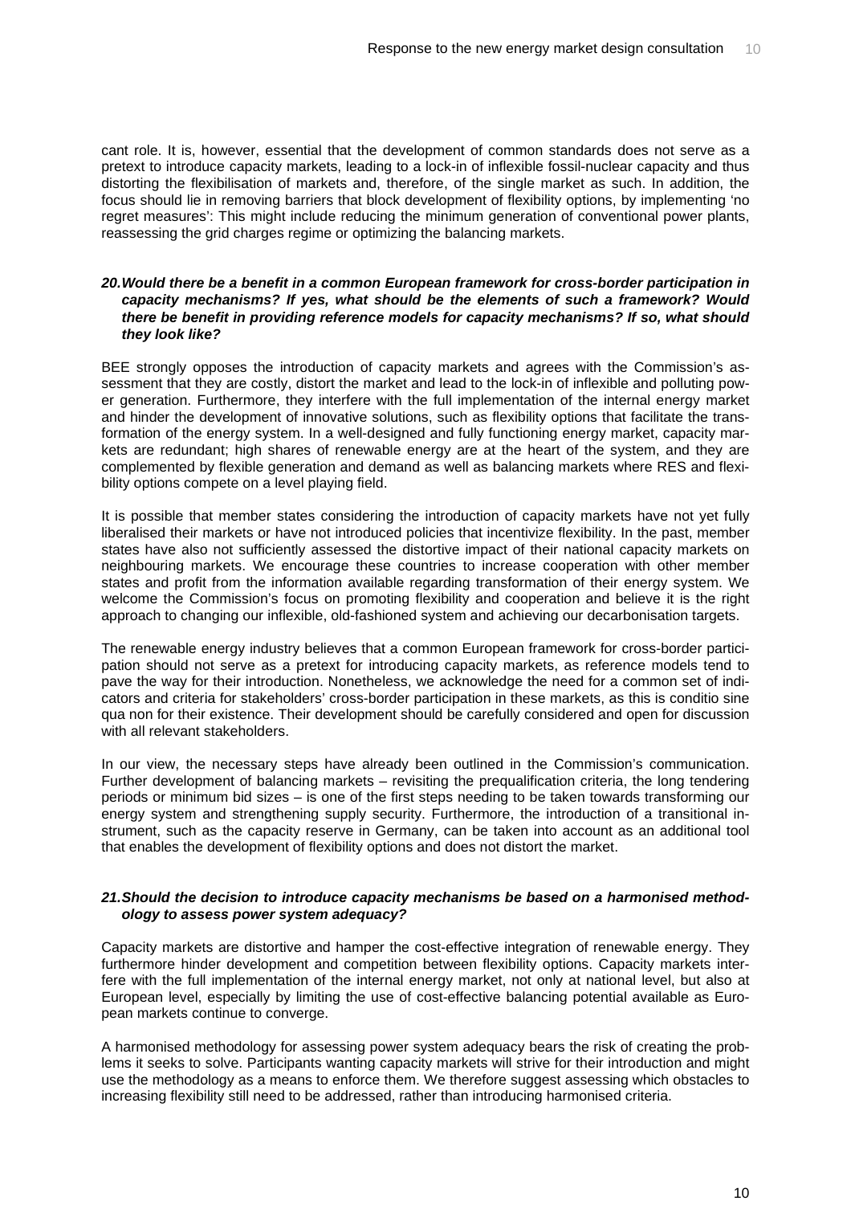cant role. It is, however, essential that the development of common standards does not serve as a pretext to introduce capacity markets, leading to a lock-in of inflexible fossil-nuclear capacity and thus distorting the flexibilisation of markets and, therefore, of the single market as such. In addition, the focus should lie in removing barriers that block development of flexibility options, by implementing 'no regret measures': This might include reducing the minimum generation of conventional power plants, reassessing the grid charges regime or optimizing the balancing markets.

### *20. Would there be a benefit in a common European framework for cross-border participation in capacity mechanisms? If yes, what should be the elements of such a framework? Would there be benefit in providing reference models for capacity mechanisms? If so, what should they look like?*

BEE strongly opposes the introduction of capacity markets and agrees with the Commission's assessment that they are costly, distort the market and lead to the lock-in of inflexible and polluting power generation. Furthermore, they interfere with the full implementation of the internal energy market and hinder the development of innovative solutions, such as flexibility options that facilitate the transformation of the energy system. In a well-designed and fully functioning energy market, capacity markets are redundant; high shares of renewable energy are at the heart of the system, and they are complemented by flexible generation and demand as well as balancing markets where RES and flexibility options compete on a level playing field.

It is possible that member states considering the introduction of capacity markets have not yet fully liberalised their markets or have not introduced policies that incentivize flexibility. In the past, member states have also not sufficiently assessed the distortive impact of their national capacity markets on neighbouring markets. We encourage these countries to increase cooperation with other member states and profit from the information available regarding transformation of their energy system. We welcome the Commission's focus on promoting flexibility and cooperation and believe it is the right approach to changing our inflexible, old-fashioned system and achieving our decarbonisation targets.

The renewable energy industry believes that a common European framework for cross-border participation should not serve as a pretext for introducing capacity markets, as reference models tend to pave the way for their introduction. Nonetheless, we acknowledge the need for a common set of indicators and criteria for stakeholders' cross-border participation in these markets, as this is conditio sine qua non for their existence. Their development should be carefully considered and open for discussion with all relevant stakeholders.

In our view, the necessary steps have already been outlined in the Commission's communication. Further development of balancing markets – revisiting the prequalification criteria, the long tendering periods or minimum bid sizes – is one of the first steps needing to be taken towards transforming our energy system and strengthening supply security. Furthermore, the introduction of a transitional instrument, such as the capacity reserve in Germany, can be taken into account as an additional tool that enables the development of flexibility options and does not distort the market.

### *21. Should the decision to introduce capacity mechanisms be based on a harmonised methodology to assess power system adequacy?*

Capacity markets are distortive and hamper the cost-effective integration of renewable energy. They furthermore hinder development and competition between flexibility options. Capacity markets interfere with the full implementation of the internal energy market, not only at national level, but also at European level, especially by limiting the use of cost-effective balancing potential available as European markets continue to converge.

A harmonised methodology for assessing power system adequacy bears the risk of creating the problems it seeks to solve. Participants wanting capacity markets will strive for their introduction and might use the methodology as a means to enforce them. We therefore suggest assessing which obstacles to increasing flexibility still need to be addressed, rather than introducing harmonised criteria.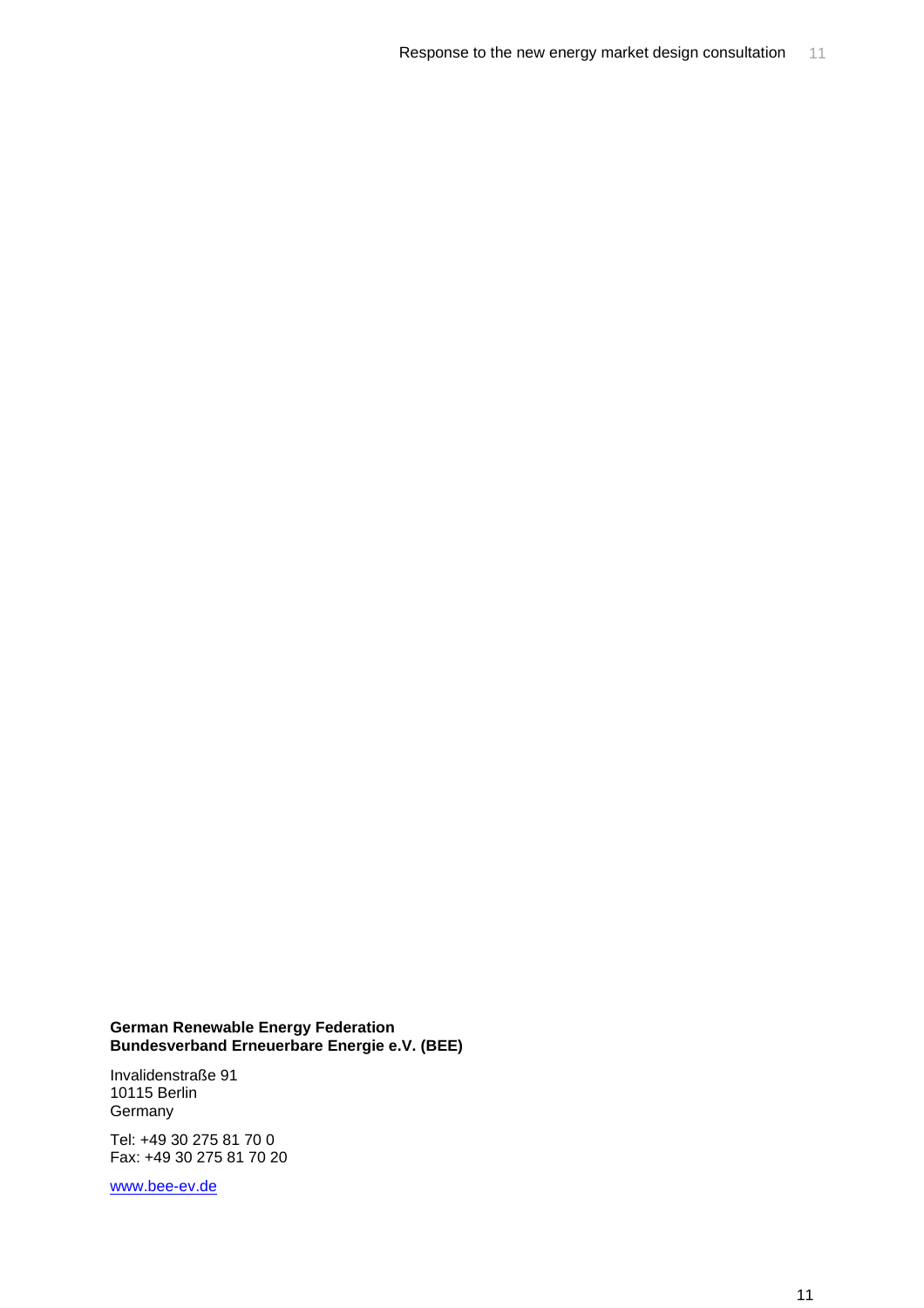**German Renewable Energy Federation**
**Bundesverband Erneuerbare Energie e.V. (BEE)**

Invalidenstraße 91
10115 Berlin
Germany

Tel: +49 30 275 81 70 0
Fax: +49 30 275 81 70 20

[www.bee-ev.de](http://www.bee-ev.de)